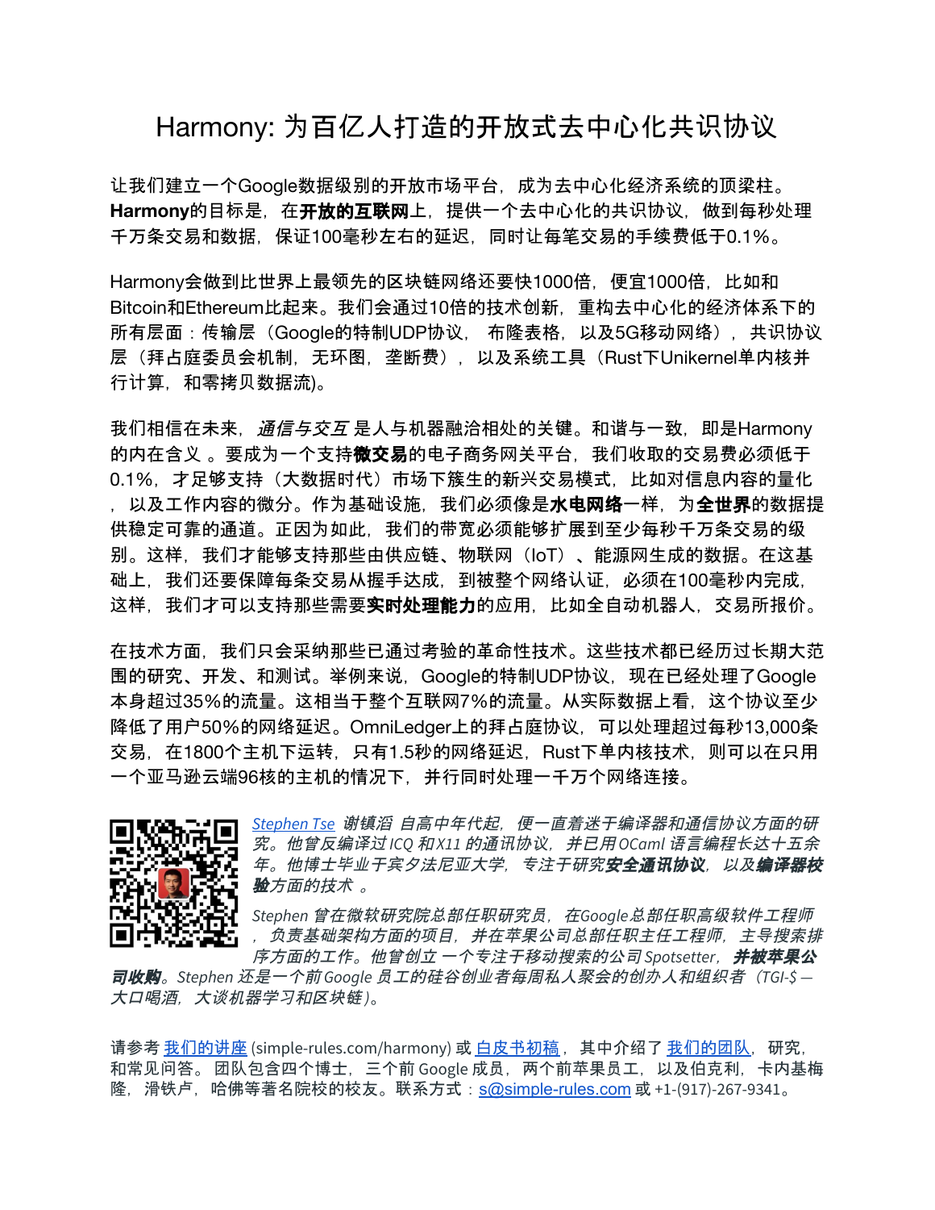# Harmony: 为百亿人打造的开放式去中心化共识协议

让我们建立一个Google数据级别的开放市场平台，成为去中心化经济系统的顶梁柱。**Harmony**的目标是，在**开放的互联网**上，提供一个去中心化的共识协议，做到每秒处理千万条交易和数据，保证100毫秒左右的延迟，同时让每笔交易的手续费低于0.1%。

Harmony会做到比世界上最领先的区块链网络还要快1000倍，便宜1000倍，比如和Bitcoin和Ethereum比起来。我们会通过10倍的技术创新，重构去中心化的经济体系下的所有层面：传输层（Google的特制UDP协议， 布隆表格，以及5G移动网络），共识协议层（拜占庭委员会机制，无环图，垄断费），以及系统工具（Rust下Unikernel单内核并行计算，和零拷贝数据流)。

我们相信在未来，*通信与交互* 是人与机器融洽相处的关键。和谐与一致，即是Harmony的内在含义 。要成为一个支持**微交易**的电子商务网关平台，我们收取的交易费必须低于0.1%，才足够支持（大数据时代）市场下簇生的新兴交易模式，比如对信息内容的量化，以及工作内容的微分。作为基础设施，我们必须像是**水电网络**一样，为**全世界**的数据提供稳定可靠的通道。正因为如此，我们的带宽必须能够扩展到至少每秒千万条交易的级别。这样，我们才能够支持那些由供应链、物联网（IoT）、能源网生成的数据。在这基础上，我们还要保障每条交易从握手达成，到被整个网络认证，必须在100毫秒内完成，这样，我们才可以支持那些需要**实时处理能力**的应用，比如全自动机器人，交易所报价。

在技术方面，我们只会采纳那些已通过考验的革命性技术。这些技术都已经历过长期大范围的研究、开发、和测试。举例来说，Google的特制UDP协议，现在已经处理了Google本身超过35%的流量。这相当于整个互联网7%的流量。从实际数据上看，这个协议至少降低了用户50%的网络延迟。OmniLedger上的拜占庭协议，可以处理超过每秒13,000条交易，在1800个主机下运转，只有1.5秒的网络延迟，Rust下单内核技术，则可以在只用一个亚马逊云端96核的主机的情况下，并行同时处理一千万个网络连接。

*Stephen Tse 谢镇滔 自高中年代起，便一直着迷于编译器和通信协议方面的研究。他曾反编译过 ICQ 和 X11 的通讯协议，并已用 OCaml 语言编程长达十五余年。他博士毕业于宾夕法尼亚大学，专注于研究**安全通讯协议**，以及**编译器校验**方面的技术 。*

*Stephen 曾在微软研究院总部任职研究员，在Google总部任职高级软件工程师，负责基础架构方面的项目，并在苹果公司总部任职主任工程师，主导搜索排序方面的工作。他曾创立 一个专注于移动搜索的公司 Spotsetter， **并被苹果公司收购**。Stephen 还是一个前 Google 员工的硅谷创业者每周私人聚会的创办人和组织者（TGI-$ — 大口喝酒，大谈机器学习和区块链）。*

请参考 我们的讲座 (simple-rules.com/harmony) 或 白皮书初稿，其中介绍了 我们的团队，研究，和常见问答。团队包含四个博士，三个前 Google 成员，两个前苹果员工，以及伯克利，卡内基梅隆，滑铁卢，哈佛等著名院校的校友。联系方式：s@simple-rules.com 或 +1-(917)-267-9341。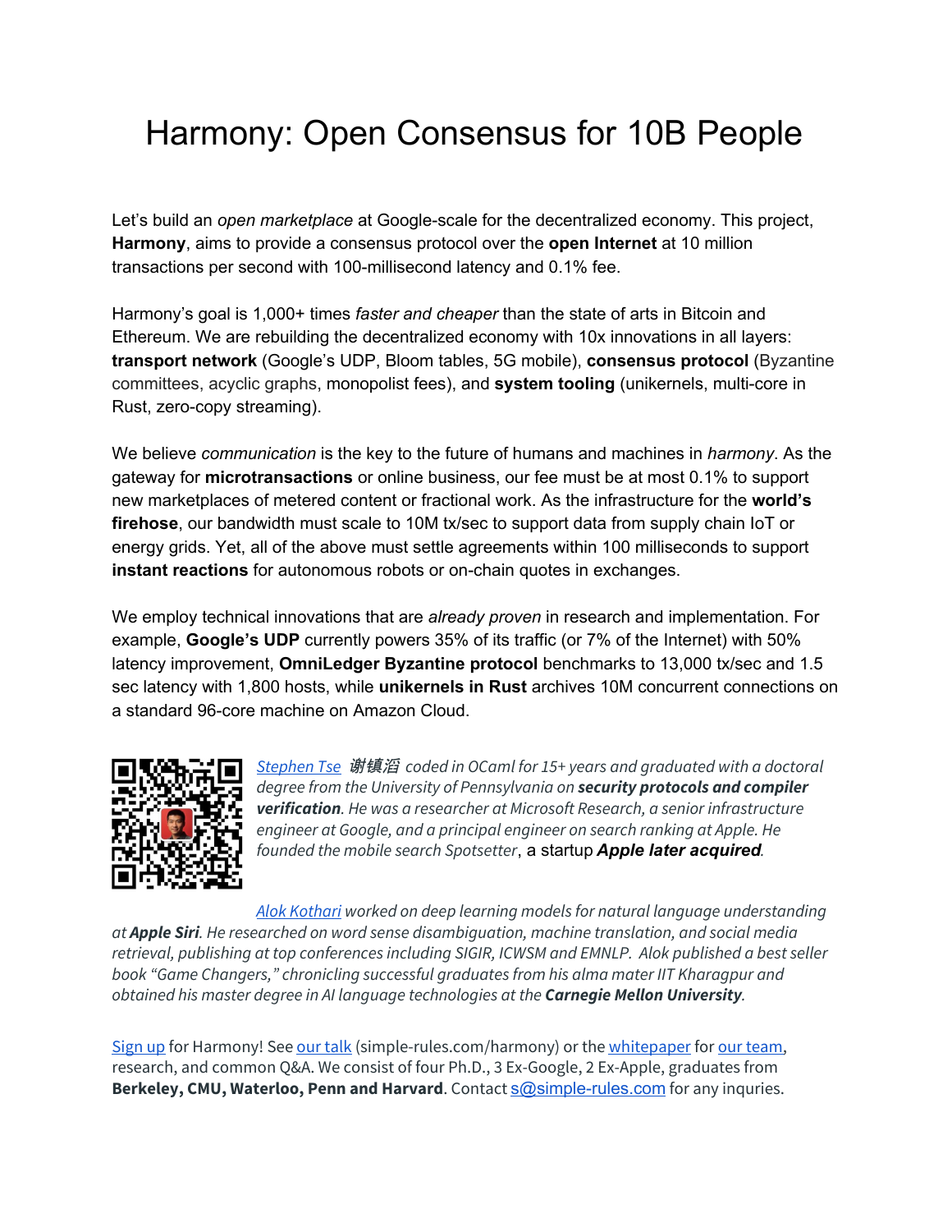# Harmony: Open Consensus for 10B People

Let's build an *open marketplace* at Google-scale for the decentralized economy. This project, **Harmony**, aims to provide a consensus protocol over the **open Internet** at 10 million transactions per second with 100-millisecond latency and 0.1% fee.

Harmony's goal is 1,000+ times *faster and cheaper* than the state of arts in Bitcoin and Ethereum. We are rebuilding the decentralized economy with 10x innovations in all layers: **transport network** (Google's UDP, Bloom tables, 5G mobile), **consensus protocol** (Byzantine committees, acyclic graphs, monopolist fees), and **system tooling** (unikernels, multi-core in Rust, zero-copy streaming).

We believe *communication* is the key to the future of humans and machines in *harmony*. As the gateway for **microtransactions** or online business, our fee must be at most 0.1% to support new marketplaces of metered content or fractional work. As the infrastructure for the **world's firehose**, our bandwidth must scale to 10M tx/sec to support data from supply chain IoT or energy grids. Yet, all of the above must settle agreements within 100 milliseconds to support **instant reactions** for autonomous robots or on-chain quotes in exchanges.

We employ technical innovations that are *already proven* in research and implementation. For example, **Google's UDP** currently powers 35% of its traffic (or 7% of the Internet) with 50% latency improvement, **OmniLedger Byzantine protocol** benchmarks to 13,000 tx/sec and 1.5 sec latency with 1,800 hosts, while **unikernels in Rust** archives 10M concurrent connections on a standard 96-core machine on Amazon Cloud.

*Stephen Tse 谢镇滔 coded in OCaml for 15+ years and graduated with a doctoral degree from the University of Pennsylvania on* ***security protocols and compiler verification****. He was a researcher at Microsoft Research, a senior infrastructure engineer at Google, and a principal engineer on search ranking at Apple. He founded the mobile search Spotsetter*, a startup ***Apple later acquired***.

*Alok Kothari worked on deep learning models for natural language understanding at* ***Apple Siri****. He researched on word sense disambiguation, machine translation, and social media retrieval, publishing at top conferences including SIGIR, ICWSM and EMNLP. Alok published a best seller book "Game Changers," chronicling successful graduates from his alma mater IIT Kharagpur and obtained his master degree in AI language technologies at the* ***Carnegie Mellon University****.*

Sign up for Harmony! See our talk (simple-rules.com/harmony) or the whitepaper for our team, research, and common Q&A. We consist of four Ph.D., 3 Ex-Google, 2 Ex-Apple, graduates from **Berkeley, CMU, Waterloo, Penn and Harvard**. Contact s@simple-rules.com for any inquries.